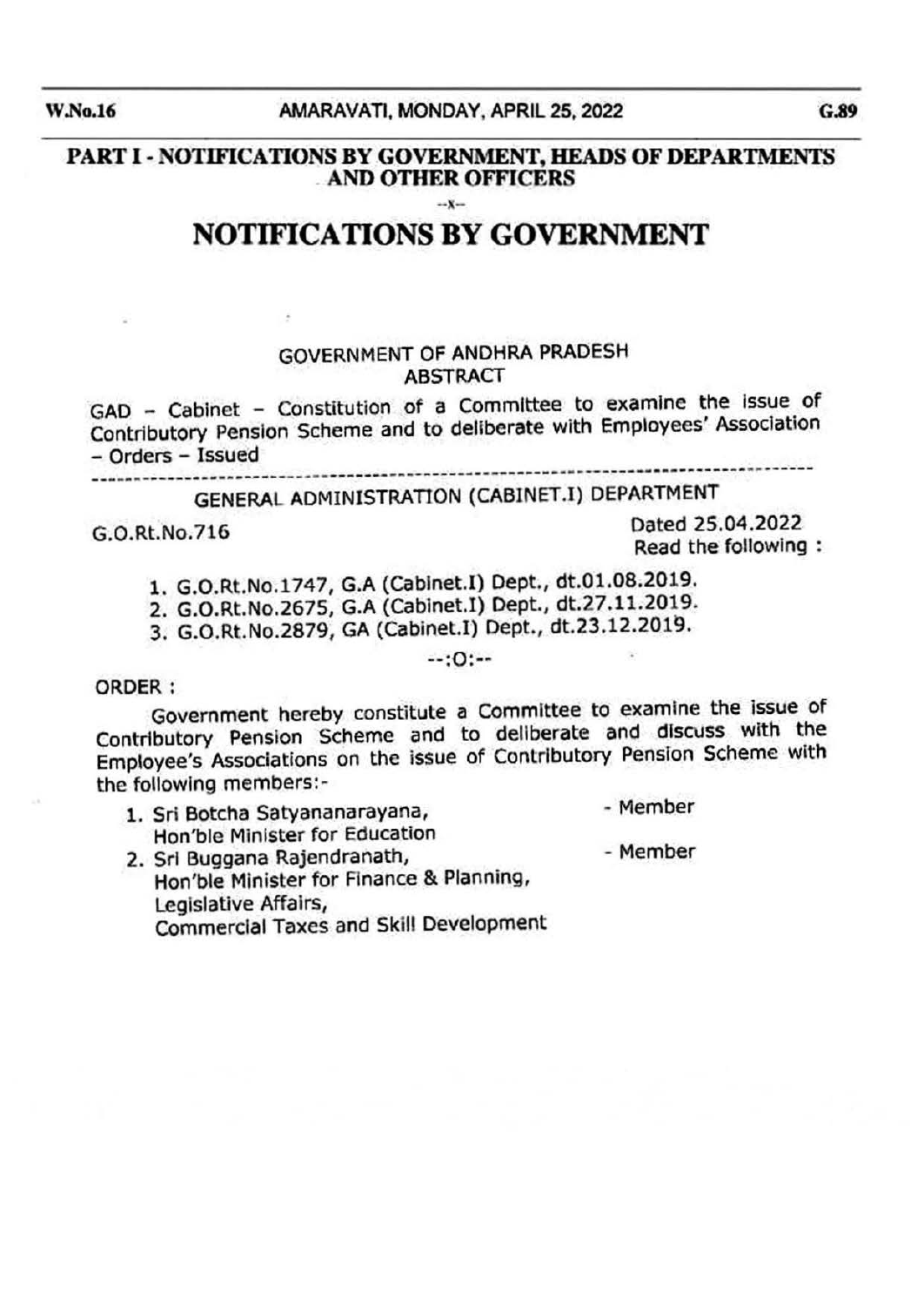## PART I - NOTIFICATIONS BY GOVERNMENT, HEADS OF DEPARTMENTS AND OTHER OFFICERS

--x--

# NOTIFICATIONS BY GOVERNMENT

GOVERNMENT OF ANDHRA PRADESH
ABSTRACT

GAD – Cabinet – Constitution of a Committee to examine the issue of Contributory Pension Scheme and to deliberate with Employees' Association – Orders – Issued

---

GENERAL ADMINISTRATION (CABINET.I) DEPARTMENT

G.O.Rt.No.716 — Dated 25.04.2022
Read the following :

1. G.O.Rt.No.1747, G.A (Cabinet.I) Dept., dt.01.08.2019.
2. G.O.Rt.No.2675, G.A (Cabinet.I) Dept., dt.27.11.2019.
3. G.O.Rt.No.2879, GA (Cabinet.I) Dept., dt.23.12.2019.

--:O:--

ORDER :

Government hereby constitute a Committee to examine the issue of Contributory Pension Scheme and to deliberate and discuss with the Employee's Associations on the issue of Contributory Pension Scheme with the following members:-

1. Sri Botcha Satyananarayana, Hon'ble Minister for Education - Member
2. Sri Buggana Rajendranath, Hon'ble Minister for Finance & Planning, Legislative Affairs, Commercial Taxes and Skill Development - Member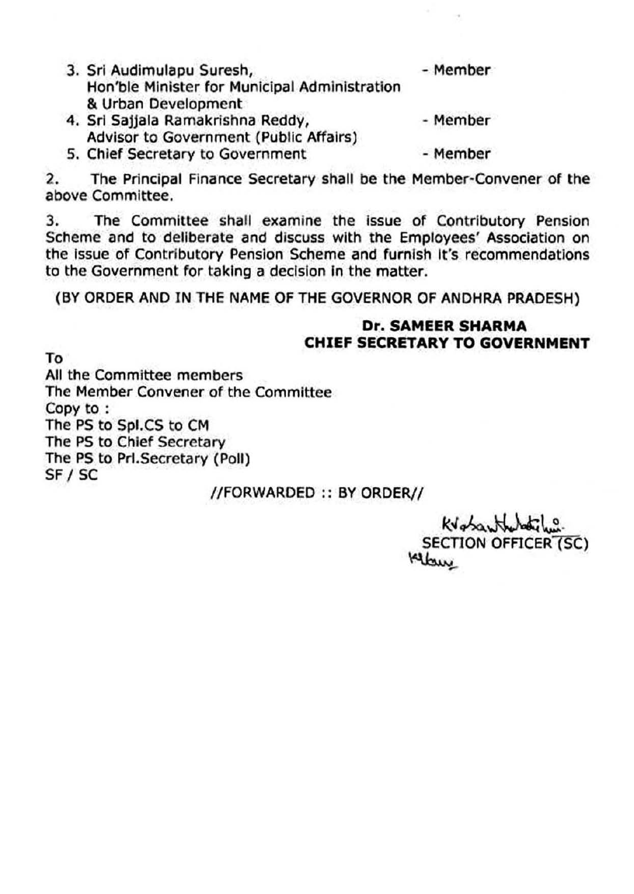3. Sri Audimulapu Suresh, Hon'ble Minister for Municipal Administration & Urban Development - Member
4. Sri Sajjala Ramakrishna Reddy, Advisor to Government (Public Affairs) - Member
5. Chief Secretary to Government - Member

2. The Principal Finance Secretary shall be the Member-Convener of the above Committee.

3. The Committee shall examine the issue of Contributory Pension Scheme and to deliberate and discuss with the Employees' Association on the issue of Contributory Pension Scheme and furnish it's recommendations to the Government for taking a decision in the matter.

(BY ORDER AND IN THE NAME OF THE GOVERNOR OF ANDHRA PRADESH)

**Dr. SAMEER SHARMA**
**CHIEF SECRETARY TO GOVERNMENT**

To
All the Committee members
The Member Convener of the Committee
Copy to :
The PS to Spl.CS to CM
The PS to Chief Secretary
The PS to Prl.Secretary (Poll)
SF / SC

//FORWARDED :: BY ORDER//

SECTION OFFICER (SC)